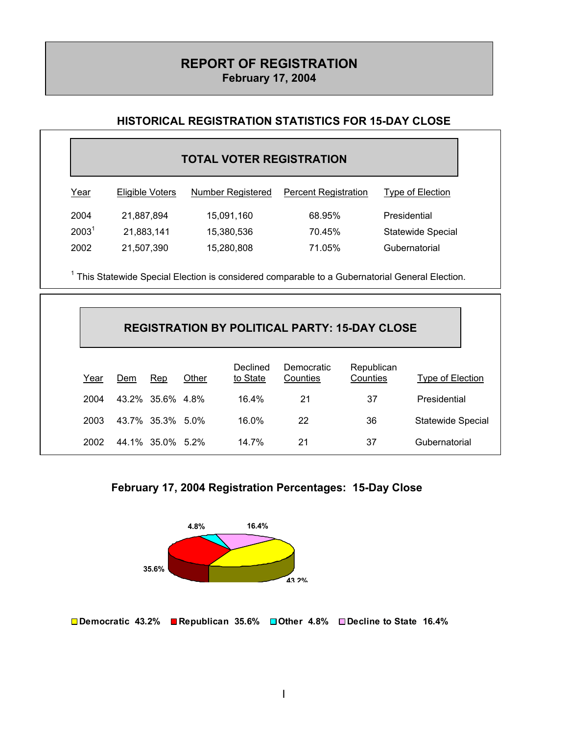# REPORT OF REGISTRATION

**February 17, 2004**

## HISTORICAL REGISTRATION STATISTICS FOR 15-DAY CLOSE

### TOTAL VOTER REGISTRATION

| Year | Eligible Voters | Number Registered | Percent Registration | Type of Election |
|---|---|---|---|---|
| 2004 | 21,887,894 | 15,091,160 | 68.95% | Presidential |
| 2003[1] | 21,883,141 | 15,380,536 | 70.45% | Statewide Special |
| 2002 | 21,507,390 | 15,280,808 | 71.05% | Gubernatorial |

[1] This Statewide Special Election is considered comparable to a Gubernatorial General Election.

### REGISTRATION BY POLITICAL PARTY: 15-DAY CLOSE

| Year | Dem | Rep | Other | Declined to State | Democratic Counties | Republican Counties | Type of Election |
|---|---|---|---|---|---|---|---|
| 2004 | 43.2% | 35.6% | 4.8% | 16.4% | 21 | 37 | Presidential |
| 2003 | 43.7% | 35.3% | 5.0% | 16.0% | 22 | 36 | Statewide Special |
| 2002 | 44.1% | 35.0% | 5.2% | 14.7% | 21 | 37 | Gubernatorial |

### February 17, 2004 Registration Percentages: 15-Day Close

4.8% 16.4% 35.6% 43.2%

Democratic 43.2% Republican 35.6% Other 4.8% Decline to State 16.4%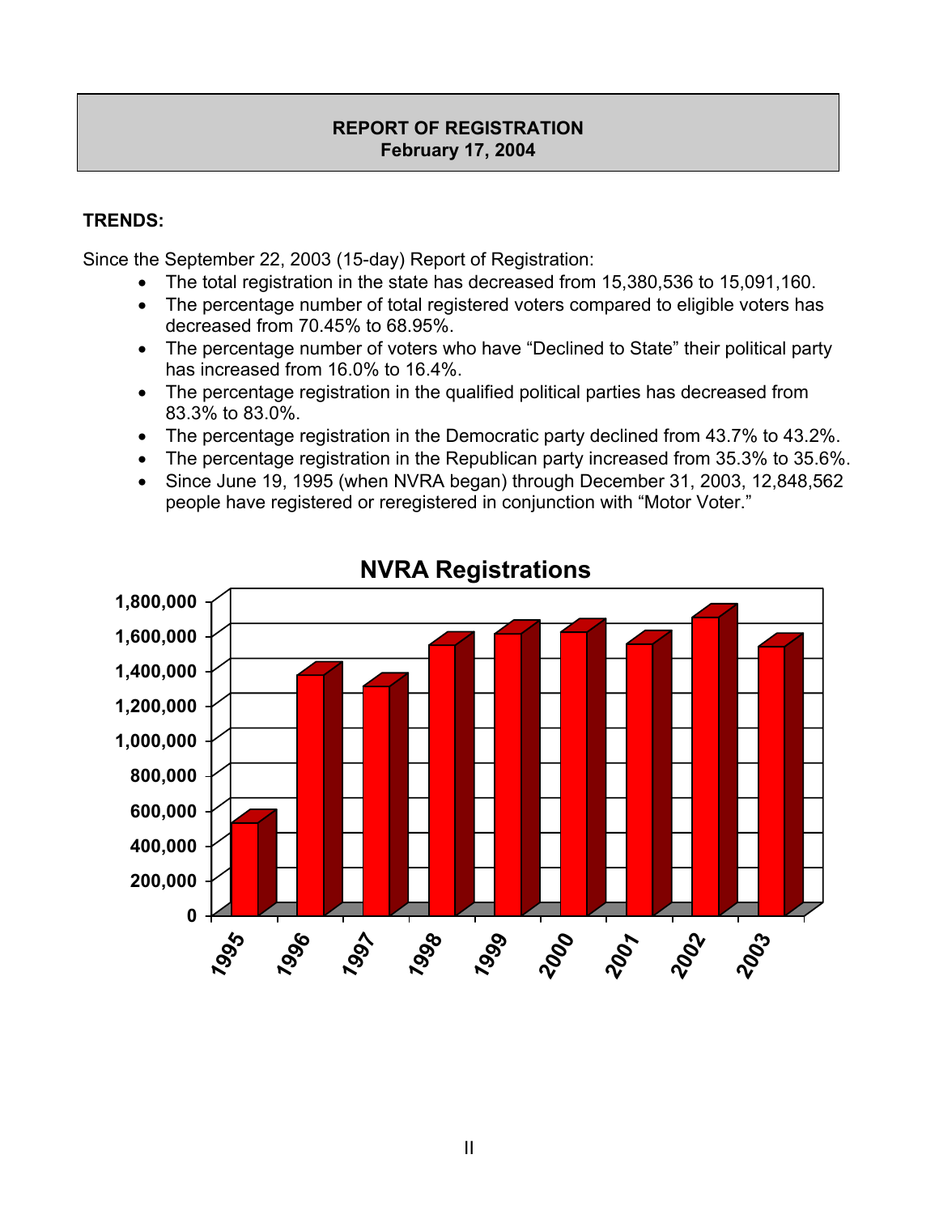## REPORT OF REGISTRATION
**February 17, 2004**

**TRENDS:**

Since the September 22, 2003 (15-day) Report of Registration:

- The total registration in the state has decreased from 15,380,536 to 15,091,160.
- The percentage number of total registered voters compared to eligible voters has decreased from 70.45% to 68.95%.
- The percentage number of voters who have "Declined to State" their political party has increased from 16.0% to 16.4%.
- The percentage registration in the qualified political parties has decreased from 83.3% to 83.0%.
- The percentage registration in the Democratic party declined from 43.7% to 43.2%.
- The percentage registration in the Republican party increased from 35.3% to 35.6%.
- Since June 19, 1995 (when NVRA began) through December 31, 2003, 12,848,562 people have registered or reregistered in conjunction with "Motor Voter."

**NVRA Registrations**

| Year | NVRA Registrations (approx.) |
|---|---|
| 1995 | ~520,000 |
| 1996 | ~1,360,000 |
| 1997 | ~1,300,000 |
| 1998 | ~1,540,000 |
| 1999 | ~1,600,000 |
| 2000 | ~1,610,000 |
| 2001 | ~1,540,000 |
| 2002 | ~1,700,000 |
| 2003 | ~1,530,000 |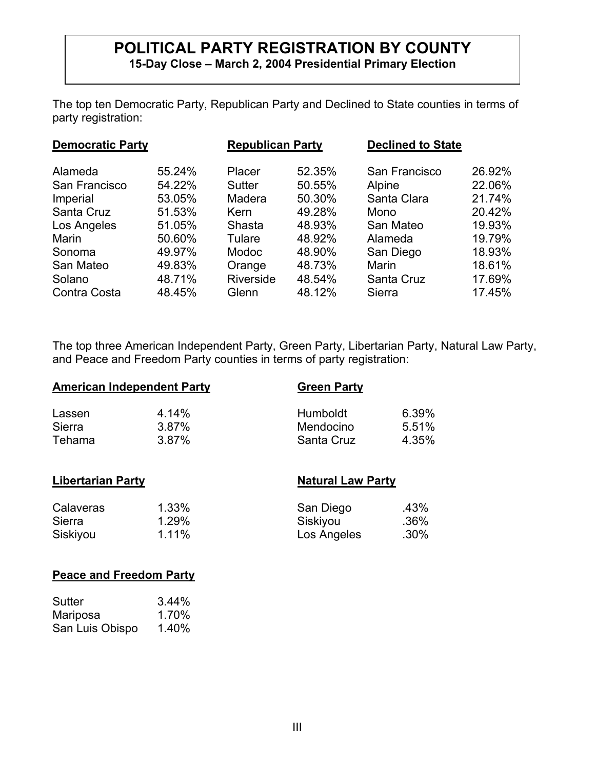# POLITICAL PARTY REGISTRATION BY COUNTY

**15-Day Close – March 2, 2004 Presidential Primary Election**

The top ten Democratic Party, Republican Party and Declined to State counties in terms of party registration:

| **Democratic Party** | | **Republican Party** | | **Declined to State** | |
|---|---|---|---|---|---|
| Alameda | 55.24% | Placer | 52.35% | San Francisco | 26.92% |
| San Francisco | 54.22% | Sutter | 50.55% | Alpine | 22.06% |
| Imperial | 53.05% | Madera | 50.30% | Santa Clara | 21.74% |
| Santa Cruz | 51.53% | Kern | 49.28% | Mono | 20.42% |
| Los Angeles | 51.05% | Shasta | 48.93% | San Mateo | 19.93% |
| Marin | 50.60% | Tulare | 48.92% | Alameda | 19.79% |
| Sonoma | 49.97% | Modoc | 48.90% | San Diego | 18.93% |
| San Mateo | 49.83% | Orange | 48.73% | Marin | 18.61% |
| Solano | 48.71% | Riverside | 48.54% | Santa Cruz | 17.69% |
| Contra Costa | 48.45% | Glenn | 48.12% | Sierra | 17.45% |

The top three American Independent Party, Green Party, Libertarian Party, Natural Law Party, and Peace and Freedom Party counties in terms of party registration:

| **American Independent Party** | | **Green Party** | |
|---|---|---|---|
| Lassen | 4.14% | Humboldt | 6.39% |
| Sierra | 3.87% | Mendocino | 5.51% |
| Tehama | 3.87% | Santa Cruz | 4.35% |

| **Libertarian Party** | | **Natural Law Party** | |
|---|---|---|---|
| Calaveras | 1.33% | San Diego | .43% |
| Sierra | 1.29% | Siskiyou | .36% |
| Siskiyou | 1.11% | Los Angeles | .30% |

| **Peace and Freedom Party** | |
|---|---|
| Sutter | 3.44% |
| Mariposa | 1.70% |
| San Luis Obispo | 1.40% |